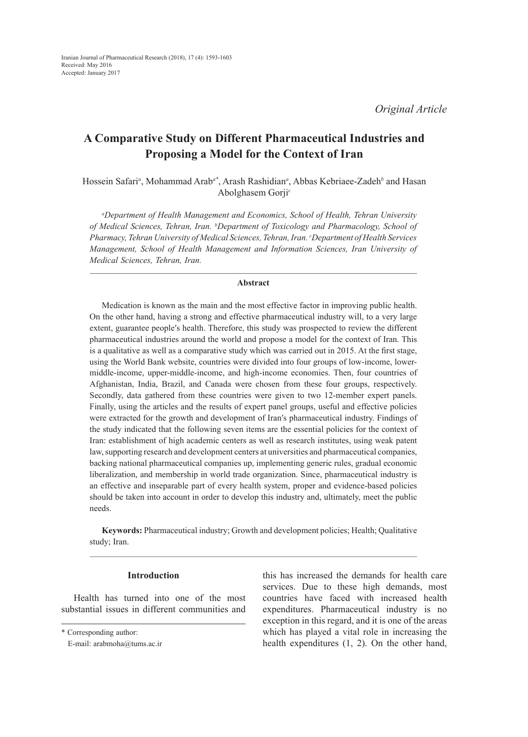*Original Article*

# A Comparative Study on Different Pharmaceutical Industries and Proposing a Model for the Context of Iran

Hossein Safari[a], Mohammad Arab[a*], Arash Rashidian[a], Abbas Kebriaee-Zadeh[b] and Hasan Abolghasem Gorji[c]

*[a]Department of Health Management and Economics, School of Health, Tehran University of Medical Sciences, Tehran, Iran. [b]Department of Toxicology and Pharmacology, School of Pharmacy, Tehran University of Medical Sciences, Tehran, Iran. [c]Department of Health Services Management, School of Health Management and Information Sciences, Iran University of Medical Sciences, Tehran, Iran.*

## Abstract

Medication is known as the main and the most effective factor in improving public health. On the other hand, having a strong and effective pharmaceutical industry will, to a very large extent, guarantee people′s health. Therefore, this study was prospected to review the different pharmaceutical industries around the world and propose a model for the context of Iran. This is a qualitative as well as a comparative study which was carried out in 2015. At the first stage, using the World Bank website, countries were divided into four groups of low-income, lower-middle-income, upper-middle-income, and high-income economies. Then, four countries of Afghanistan, India, Brazil, and Canada were chosen from these four groups, respectively. Secondly, data gathered from these countries were given to two 12-member expert panels. Finally, using the articles and the results of expert panel groups, useful and effective policies were extracted for the growth and development of Iran′s pharmaceutical industry. Findings of the study indicated that the following seven items are the essential policies for the context of Iran: establishment of high academic centers as well as research institutes, using weak patent law, supporting research and development centers at universities and pharmaceutical companies, backing national pharmaceutical companies up, implementing generic rules, gradual economic liberalization, and membership in world trade organization. Since, pharmaceutical industry is an effective and inseparable part of every health system, proper and evidence-based policies should be taken into account in order to develop this industry and, ultimately, meet the public needs.

**Keywords:** Pharmaceutical industry; Growth and development policies; Health; Qualitative study; Iran.

## Introduction

Health has turned into one of the most substantial issues in different communities and this has increased the demands for health care services. Due to these high demands, most countries have faced with increased health expenditures. Pharmaceutical industry is no exception in this regard, and it is one of the areas which has played a vital role in increasing the health expenditures (1, 2). On the other hand,

\* Corresponding author:
E-mail: arabmoha@tums.ac.ir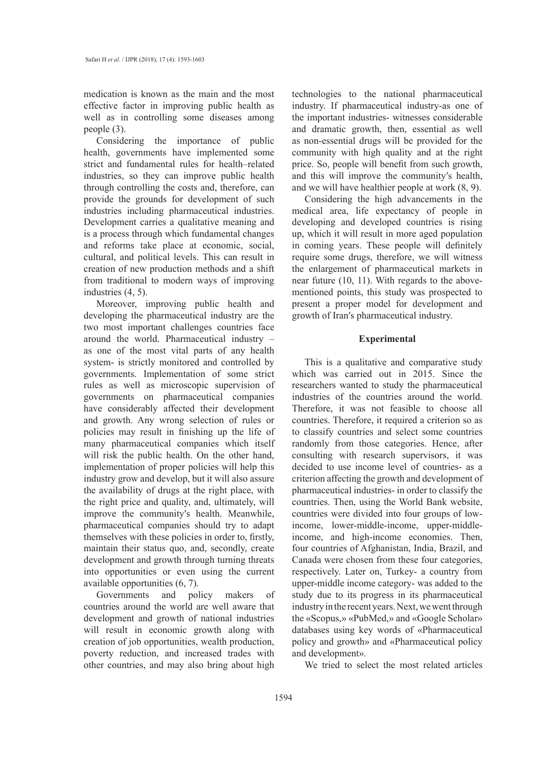medication is known as the main and the most effective factor in improving public health as well as in controlling some diseases among people (3).

Considering the importance of public health, governments have implemented some strict and fundamental rules for health–related industries, so they can improve public health through controlling the costs and, therefore, can provide the grounds for development of such industries including pharmaceutical industries. Development carries a qualitative meaning and is a process through which fundamental changes and reforms take place at economic, social, cultural, and political levels. This can result in creation of new production methods and a shift from traditional to modern ways of improving industries (4, 5).

Moreover, improving public health and developing the pharmaceutical industry are the two most important challenges countries face around the world. Pharmaceutical industry – as one of the most vital parts of any health system- is strictly monitored and controlled by governments. Implementation of some strict rules as well as microscopic supervision of governments on pharmaceutical companies have considerably affected their development and growth. Any wrong selection of rules or policies may result in finishing up the life of many pharmaceutical companies which itself will risk the public health. On the other hand, implementation of proper policies will help this industry grow and develop, but it will also assure the availability of drugs at the right place, with the right price and quality, and, ultimately, will improve the community′s health. Meanwhile, pharmaceutical companies should try to adapt themselves with these policies in order to, firstly, maintain their status quo, and, secondly, create development and growth through turning threats into opportunities or even using the current available opportunities (6, 7).

Governments and policy makers of countries around the world are well aware that development and growth of national industries will result in economic growth along with creation of job opportunities, wealth production, poverty reduction, and increased trades with other countries, and may also bring about high technologies to the national pharmaceutical industry. If pharmaceutical industry-as one of the important industries- witnesses considerable and dramatic growth, then, essential as well as non-essential drugs will be provided for the community with high quality and at the right price. So, people will benefit from such growth, and this will improve the community′s health, and we will have healthier people at work (8, 9).

Considering the high advancements in the medical area, life expectancy of people in developing and developed countries is rising up, which it will result in more aged population in coming years. These people will definitely require some drugs, therefore, we will witness the enlargement of pharmaceutical markets in near future (10, 11). With regards to the above-mentioned points, this study was prospected to present a proper model for development and growth of Iran′s pharmaceutical industry.

## Experimental

This is a qualitative and comparative study which was carried out in 2015. Since the researchers wanted to study the pharmaceutical industries of the countries around the world. Therefore, it was not feasible to choose all countries. Therefore, it required a criterion so as to classify countries and select some countries randomly from those categories. Hence, after consulting with research supervisors, it was decided to use income level of countries- as a criterion affecting the growth and development of pharmaceutical industries- in order to classify the countries. Then, using the World Bank website, countries were divided into four groups of low-income, lower-middle-income, upper-middle-income, and high-income economies. Then, four countries of Afghanistan, India, Brazil, and Canada were chosen from these four categories, respectively. Later on, Turkey- a country from upper-middle income category- was added to the study due to its progress in its pharmaceutical industry in the recent years. Next, we went through the «Scopus,» «PubMed,» and «Google Scholar» databases using key words of «Pharmaceutical policy and growth» and «Pharmaceutical policy and development».

We tried to select the most related articles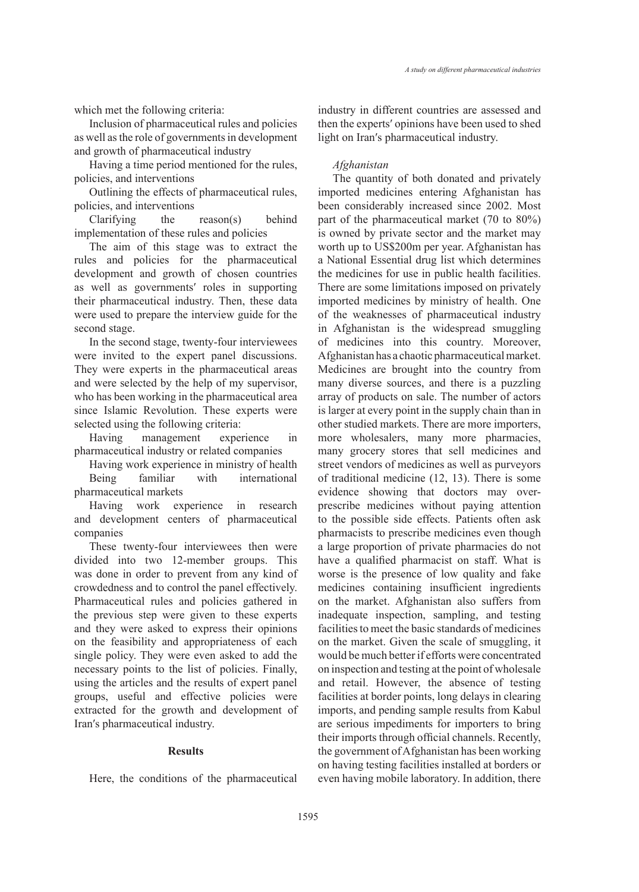which met the following criteria:

Inclusion of pharmaceutical rules and policies as well as the role of governments in development and growth of pharmaceutical industry

Having a time period mentioned for the rules, policies, and interventions

Outlining the effects of pharmaceutical rules, policies, and interventions

Clarifying the reason(s) behind implementation of these rules and policies

The aim of this stage was to extract the rules and policies for the pharmaceutical development and growth of chosen countries as well as governments′ roles in supporting their pharmaceutical industry. Then, these data were used to prepare the interview guide for the second stage.

In the second stage, twenty-four interviewees were invited to the expert panel discussions. They were experts in the pharmaceutical areas and were selected by the help of my supervisor, who has been working in the pharmaceutical area since Islamic Revolution. These experts were selected using the following criteria:

Having management experience in pharmaceutical industry or related companies

Having work experience in ministry of health

Being familiar with international pharmaceutical markets

Having work experience in research and development centers of pharmaceutical companies

These twenty-four interviewees then were divided into two 12-member groups. This was done in order to prevent from any kind of crowdedness and to control the panel effectively. Pharmaceutical rules and policies gathered in the previous step were given to these experts and they were asked to express their opinions on the feasibility and appropriateness of each single policy. They were even asked to add the necessary points to the list of policies. Finally, using the articles and the results of expert panel groups, useful and effective policies were extracted for the growth and development of Iran′s pharmaceutical industry.

## Results

Here, the conditions of the pharmaceutical industry in different countries are assessed and then the experts′ opinions have been used to shed light on Iran′s pharmaceutical industry.

### *Afghanistan*

The quantity of both donated and privately imported medicines entering Afghanistan has been considerably increased since 2002. Most part of the pharmaceutical market (70 to 80%) is owned by private sector and the market may worth up to US$200m per year. Afghanistan has a National Essential drug list which determines the medicines for use in public health facilities. There are some limitations imposed on privately imported medicines by ministry of health. One of the weaknesses of pharmaceutical industry in Afghanistan is the widespread smuggling of medicines into this country. Moreover, Afghanistan has a chaotic pharmaceutical market. Medicines are brought into the country from many diverse sources, and there is a puzzling array of products on sale. The number of actors is larger at every point in the supply chain than in other studied markets. There are more importers, more wholesalers, many more pharmacies, many grocery stores that sell medicines and street vendors of medicines as well as purveyors of traditional medicine (12, 13). There is some evidence showing that doctors may over-prescribe medicines without paying attention to the possible side effects. Patients often ask pharmacists to prescribe medicines even though a large proportion of private pharmacies do not have a qualified pharmacist on staff. What is worse is the presence of low quality and fake medicines containing insufficient ingredients on the market. Afghanistan also suffers from inadequate inspection, sampling, and testing facilities to meet the basic standards of medicines on the market. Given the scale of smuggling, it would be much better if efforts were concentrated on inspection and testing at the point of wholesale and retail. However, the absence of testing facilities at border points, long delays in clearing imports, and pending sample results from Kabul are serious impediments for importers to bring their imports through official channels. Recently, the government of Afghanistan has been working on having testing facilities installed at borders or even having mobile laboratory. In addition, there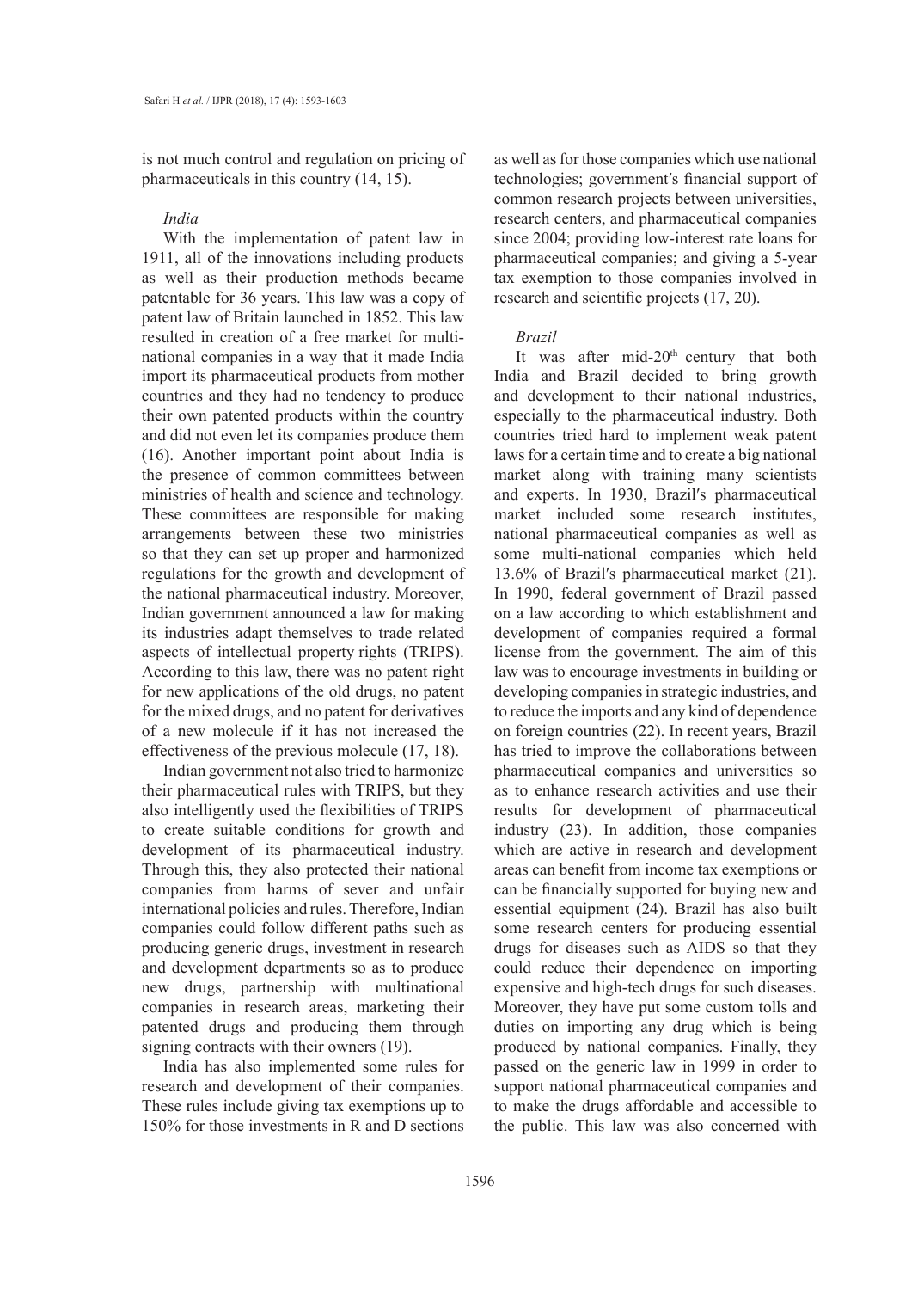is not much control and regulation on pricing of pharmaceuticals in this country (14, 15).

### *India*

With the implementation of patent law in 1911, all of the innovations including products as well as their production methods became patentable for 36 years. This law was a copy of patent law of Britain launched in 1852. This law resulted in creation of a free market for multi-national companies in a way that it made India import its pharmaceutical products from mother countries and they had no tendency to produce their own patented products within the country and did not even let its companies produce them (16). Another important point about India is the presence of common committees between ministries of health and science and technology. These committees are responsible for making arrangements between these two ministries so that they can set up proper and harmonized regulations for the growth and development of the national pharmaceutical industry. Moreover, Indian government announced a law for making its industries adapt themselves to trade related aspects of intellectual property rights (TRIPS). According to this law, there was no patent right for new applications of the old drugs, no patent for the mixed drugs, and no patent for derivatives of a new molecule if it has not increased the effectiveness of the previous molecule (17, 18).

Indian government not also tried to harmonize their pharmaceutical rules with TRIPS, but they also intelligently used the flexibilities of TRIPS to create suitable conditions for growth and development of its pharmaceutical industry. Through this, they also protected their national companies from harms of sever and unfair international policies and rules. Therefore, Indian companies could follow different paths such as producing generic drugs, investment in research and development departments so as to produce new drugs, partnership with multinational companies in research areas, marketing their patented drugs and producing them through signing contracts with their owners (19).

India has also implemented some rules for research and development of their companies. These rules include giving tax exemptions up to 150% for those investments in R and D sections as well as for those companies which use national technologies; government′s financial support of common research projects between universities, research centers, and pharmaceutical companies since 2004; providing low-interest rate loans for pharmaceutical companies; and giving a 5-year tax exemption to those companies involved in research and scientific projects (17, 20).

### *Brazil*

It was after mid-20th century that both India and Brazil decided to bring growth and development to their national industries, especially to the pharmaceutical industry. Both countries tried hard to implement weak patent laws for a certain time and to create a big national market along with training many scientists and experts. In 1930, Brazil′s pharmaceutical market included some research institutes, national pharmaceutical companies as well as some multi-national companies which held 13.6% of Brazil′s pharmaceutical market (21). In 1990, federal government of Brazil passed on a law according to which establishment and development of companies required a formal license from the government. The aim of this law was to encourage investments in building or developing companies in strategic industries, and to reduce the imports and any kind of dependence on foreign countries (22). In recent years, Brazil has tried to improve the collaborations between pharmaceutical companies and universities so as to enhance research activities and use their results for development of pharmaceutical industry (23). In addition, those companies which are active in research and development areas can benefit from income tax exemptions or can be financially supported for buying new and essential equipment (24). Brazil has also built some research centers for producing essential drugs for diseases such as AIDS so that they could reduce their dependence on importing expensive and high-tech drugs for such diseases. Moreover, they have put some custom tolls and duties on importing any drug which is being produced by national companies. Finally, they passed on the generic law in 1999 in order to support national pharmaceutical companies and to make the drugs affordable and accessible to the public. This law was also concerned with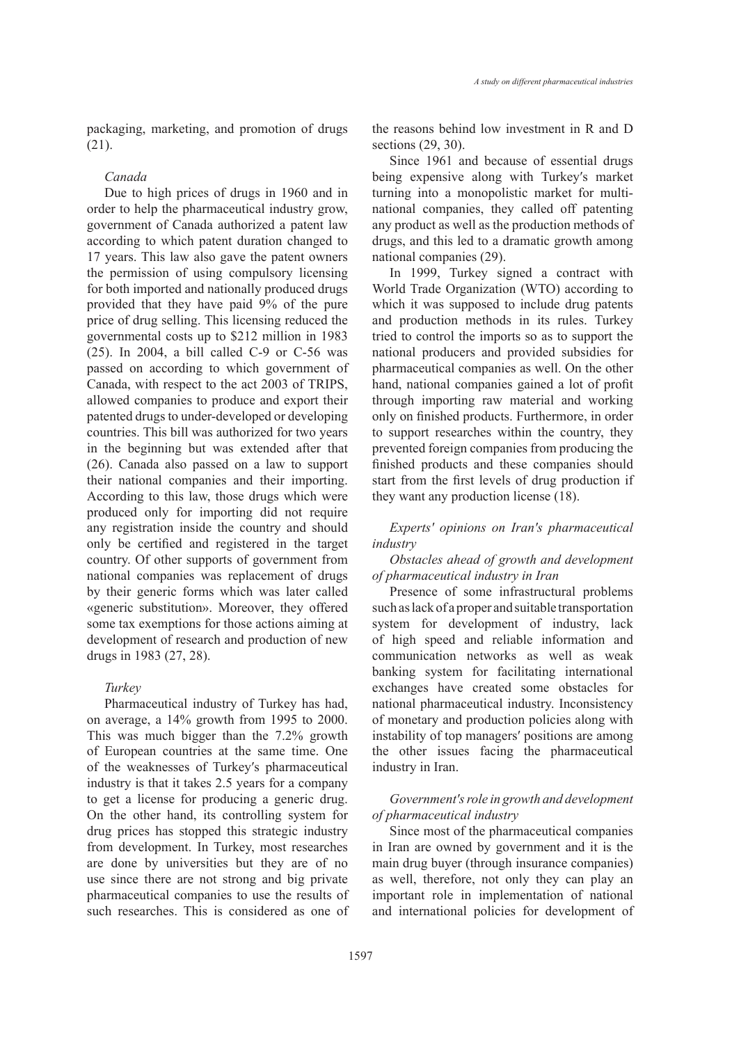packaging, marketing, and promotion of drugs (21).

*Canada*

Due to high prices of drugs in 1960 and in order to help the pharmaceutical industry grow, government of Canada authorized a patent law according to which patent duration changed to 17 years. This law also gave the patent owners the permission of using compulsory licensing for both imported and nationally produced drugs provided that they have paid 9% of the pure price of drug selling. This licensing reduced the governmental costs up to $212 million in 1983 (25). In 2004, a bill called C-9 or C-56 was passed on according to which government of Canada, with respect to the act 2003 of TRIPS, allowed companies to produce and export their patented drugs to under-developed or developing countries. This bill was authorized for two years in the beginning but was extended after that (26). Canada also passed on a law to support their national companies and their importing. According to this law, those drugs which were produced only for importing did not require any registration inside the country and should only be certified and registered in the target country. Of other supports of government from national companies was replacement of drugs by their generic forms which was later called «generic substitution». Moreover, they offered some tax exemptions for those actions aiming at development of research and production of new drugs in 1983 (27, 28).

*Turkey*

Pharmaceutical industry of Turkey has had, on average, a 14% growth from 1995 to 2000. This was much bigger than the 7.2% growth of European countries at the same time. One of the weaknesses of Turkey′s pharmaceutical industry is that it takes 2.5 years for a company to get a license for producing a generic drug. On the other hand, its controlling system for drug prices has stopped this strategic industry from development. In Turkey, most researches are done by universities but they are of no use since there are not strong and big private pharmaceutical companies to use the results of such researches. This is considered as one of the reasons behind low investment in R and D sections (29, 30).

Since 1961 and because of essential drugs being expensive along with Turkey′s market turning into a monopolistic market for multi-national companies, they called off patenting any product as well as the production methods of drugs, and this led to a dramatic growth among national companies (29).

In 1999, Turkey signed a contract with World Trade Organization (WTO) according to which it was supposed to include drug patents and production methods in its rules. Turkey tried to control the imports so as to support the national producers and provided subsidies for pharmaceutical companies as well. On the other hand, national companies gained a lot of profit through importing raw material and working only on finished products. Furthermore, in order to support researches within the country, they prevented foreign companies from producing the finished products and these companies should start from the first levels of drug production if they want any production license (18).

*Experts' opinions on Iran's pharmaceutical industry*

*Obstacles ahead of growth and development of pharmaceutical industry in Iran*

Presence of some infrastructural problems such as lack of a proper and suitable transportation system for development of industry, lack of high speed and reliable information and communication networks as well as weak banking system for facilitating international exchanges have created some obstacles for national pharmaceutical industry. Inconsistency of monetary and production policies along with instability of top managers′ positions are among the other issues facing the pharmaceutical industry in Iran.

*Government's role in growth and development of pharmaceutical industry*

Since most of the pharmaceutical companies in Iran are owned by government and it is the main drug buyer (through insurance companies) as well, therefore, not only they can play an important role in implementation of national and international policies for development of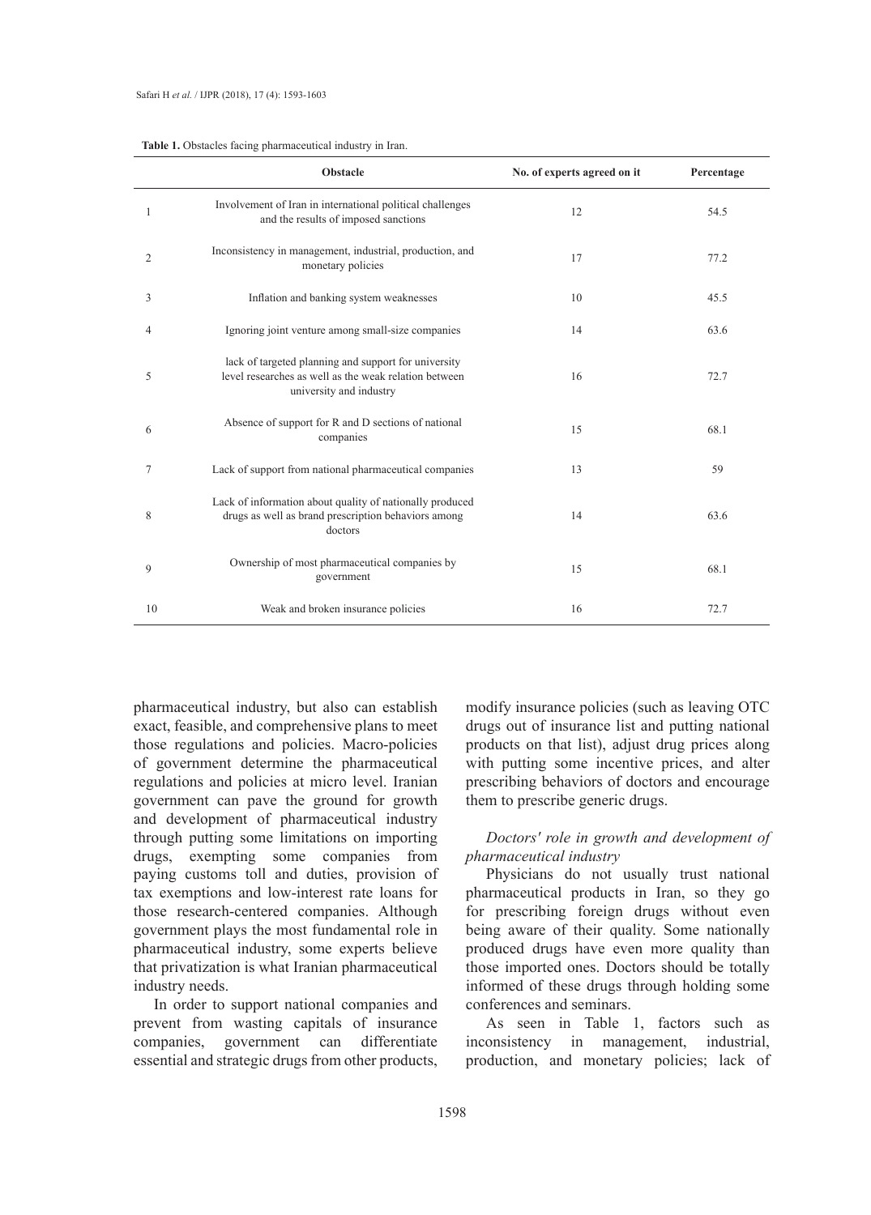**Table 1.** Obstacles facing pharmaceutical industry in Iran.

| | Obstacle | No. of experts agreed on it | Percentage |
|---|---|---|---|
| 1 | Involvement of Iran in international political challenges and the results of imposed sanctions | 12 | 54.5 |
| 2 | Inconsistency in management, industrial, production, and monetary policies | 17 | 77.2 |
| 3 | Inflation and banking system weaknesses | 10 | 45.5 |
| 4 | Ignoring joint venture among small-size companies | 14 | 63.6 |
| 5 | lack of targeted planning and support for university level researches as well as the weak relation between university and industry | 16 | 72.7 |
| 6 | Absence of support for R and D sections of national companies | 15 | 68.1 |
| 7 | Lack of support from national pharmaceutical companies | 13 | 59 |
| 8 | Lack of information about quality of nationally produced drugs as well as brand prescription behaviors among doctors | 14 | 63.6 |
| 9 | Ownership of most pharmaceutical companies by government | 15 | 68.1 |
| 10 | Weak and broken insurance policies | 16 | 72.7 |

pharmaceutical industry, but also can establish exact, feasible, and comprehensive plans to meet those regulations and policies. Macro-policies of government determine the pharmaceutical regulations and policies at micro level. Iranian government can pave the ground for growth and development of pharmaceutical industry through putting some limitations on importing drugs, exempting some companies from paying customs toll and duties, provision of tax exemptions and low-interest rate loans for those research-centered companies. Although government plays the most fundamental role in pharmaceutical industry, some experts believe that privatization is what Iranian pharmaceutical industry needs.

In order to support national companies and prevent from wasting capitals of insurance companies, government can differentiate essential and strategic drugs from other products, modify insurance policies (such as leaving OTC drugs out of insurance list and putting national products on that list), adjust drug prices along with putting some incentive prices, and alter prescribing behaviors of doctors and encourage them to prescribe generic drugs.

*Doctors' role in growth and development of pharmaceutical industry*

Physicians do not usually trust national pharmaceutical products in Iran, so they go for prescribing foreign drugs without even being aware of their quality. Some nationally produced drugs have even more quality than those imported ones. Doctors should be totally informed of these drugs through holding some conferences and seminars.

As seen in Table 1, factors such as inconsistency in management, industrial, production, and monetary policies; lack of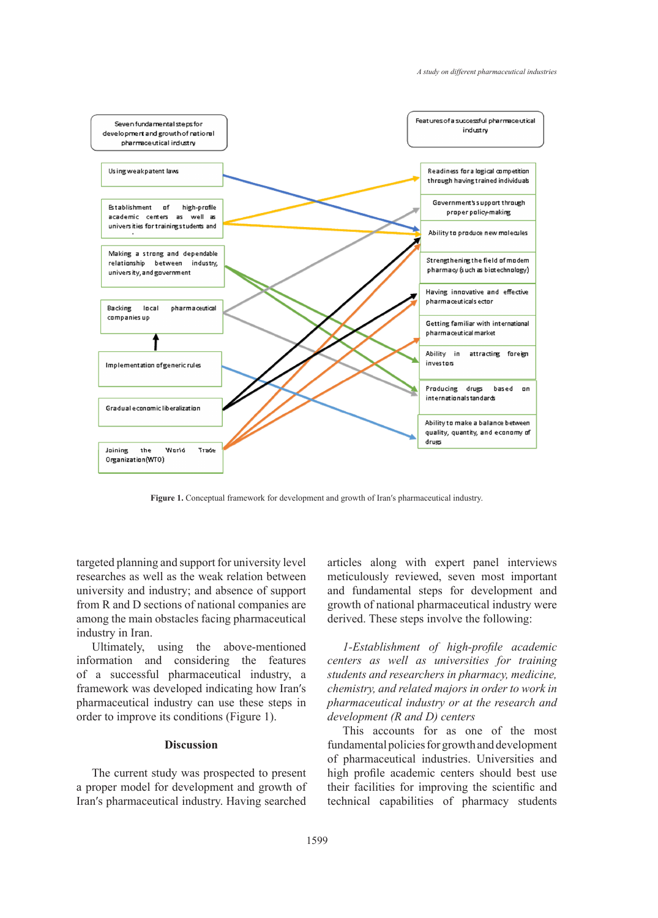Seven fundamental steps for development and growth of national pharmaceutical industry

Using weak patent laws

Establishment of high-profile academic centers as well as universities for training students and

Making a strong and dependable relationship between industry, university, and government

Backing local pharmaceutical companies up

Implementation of generic rules

Gradual economic liberalization

Joining the World Trade Organization (WTO)

Features of a successful pharmaceutical industry

Readiness for a logical competition through having trained individuals

Government's support through proper policy-making

Ability to produce new molecules

Strengthening the field of modern pharmacy (such as biotechnology)

Having innovative and effective pharmaceutical sector

Getting familiar with international pharmaceutical market

Ability in attracting foreign investors

Producing drugs based on international standards

Ability to make a balance between quality, quantity, and economy of drugs

**Figure 1.** Conceptual framework for development and growth of Iran′s pharmaceutical industry.

targeted planning and support for university level researches as well as the weak relation between university and industry; and absence of support from R and D sections of national companies are among the main obstacles facing pharmaceutical industry in Iran.

Ultimately, using the above-mentioned information and considering the features of a successful pharmaceutical industry, a framework was developed indicating how Iran′s pharmaceutical industry can use these steps in order to improve its conditions (Figure 1).

## Discussion

The current study was prospected to present a proper model for development and growth of Iran′s pharmaceutical industry. Having searched articles along with expert panel interviews meticulously reviewed, seven most important and fundamental steps for development and growth of national pharmaceutical industry were derived. These steps involve the following:

*1-Establishment of high-profile academic centers as well as universities for training students and researchers in pharmacy, medicine, chemistry, and related majors in order to work in pharmaceutical industry or at the research and development (R and D) centers*

This accounts for as one of the most fundamental policies for growth and development of pharmaceutical industries. Universities and high profile academic centers should best use their facilities for improving the scientific and technical capabilities of pharmacy students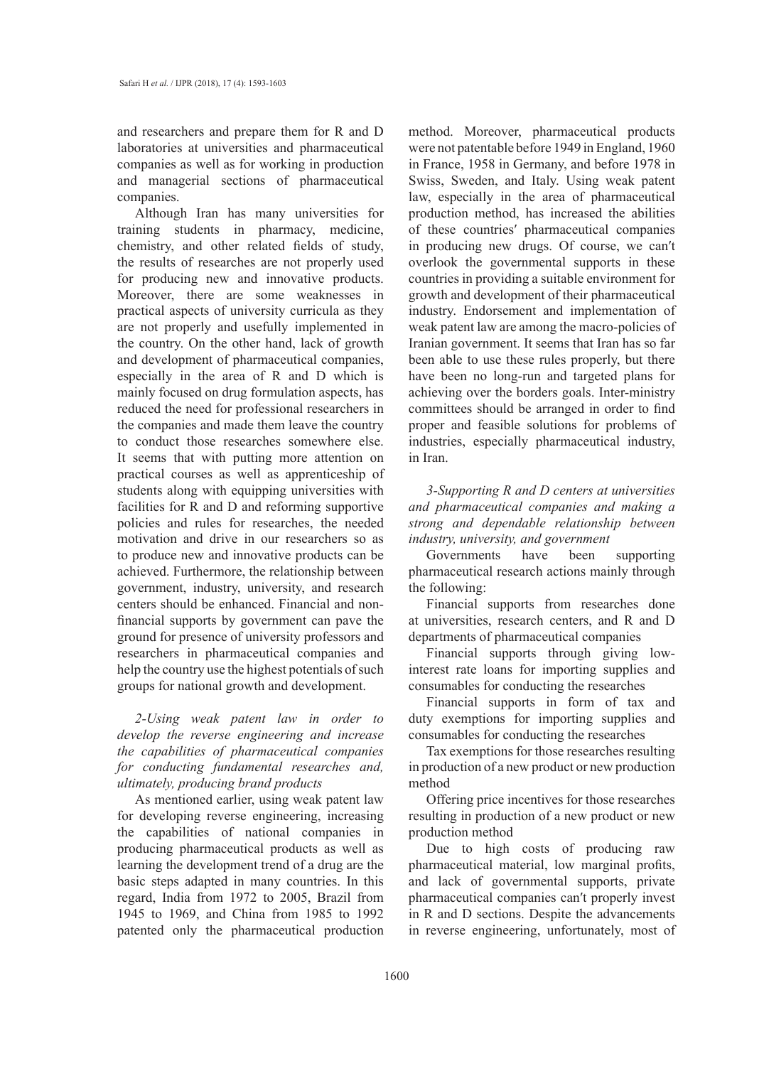and researchers and prepare them for R and D laboratories at universities and pharmaceutical companies as well as for working in production and managerial sections of pharmaceutical companies.

Although Iran has many universities for training students in pharmacy, medicine, chemistry, and other related fields of study, the results of researches are not properly used for producing new and innovative products. Moreover, there are some weaknesses in practical aspects of university curricula as they are not properly and usefully implemented in the country. On the other hand, lack of growth and development of pharmaceutical companies, especially in the area of R and D which is mainly focused on drug formulation aspects, has reduced the need for professional researchers in the companies and made them leave the country to conduct those researches somewhere else. It seems that with putting more attention on practical courses as well as apprenticeship of students along with equipping universities with facilities for R and D and reforming supportive policies and rules for researches, the needed motivation and drive in our researchers so as to produce new and innovative products can be achieved. Furthermore, the relationship between government, industry, university, and research centers should be enhanced. Financial and non-financial supports by government can pave the ground for presence of university professors and researchers in pharmaceutical companies and help the country use the highest potentials of such groups for national growth and development.

*2-Using weak patent law in order to develop the reverse engineering and increase the capabilities of pharmaceutical companies for conducting fundamental researches and, ultimately, producing brand products*

As mentioned earlier, using weak patent law for developing reverse engineering, increasing the capabilities of national companies in producing pharmaceutical products as well as learning the development trend of a drug are the basic steps adapted in many countries. In this regard, India from 1972 to 2005, Brazil from 1945 to 1969, and China from 1985 to 1992 patented only the pharmaceutical production method. Moreover, pharmaceutical products were not patentable before 1949 in England, 1960 in France, 1958 in Germany, and before 1978 in Swiss, Sweden, and Italy. Using weak patent law, especially in the area of pharmaceutical production method, has increased the abilities of these countries′ pharmaceutical companies in producing new drugs. Of course, we can′t overlook the governmental supports in these countries in providing a suitable environment for growth and development of their pharmaceutical industry. Endorsement and implementation of weak patent law are among the macro-policies of Iranian government. It seems that Iran has so far been able to use these rules properly, but there have been no long-run and targeted plans for achieving over the borders goals. Inter-ministry committees should be arranged in order to find proper and feasible solutions for problems of industries, especially pharmaceutical industry, in Iran.

*3-Supporting R and D centers at universities and pharmaceutical companies and making a strong and dependable relationship between industry, university, and government*

Governments have been supporting pharmaceutical research actions mainly through the following:

Financial supports from researches done at universities, research centers, and R and D departments of pharmaceutical companies

Financial supports through giving low-interest rate loans for importing supplies and consumables for conducting the researches

Financial supports in form of tax and duty exemptions for importing supplies and consumables for conducting the researches

Tax exemptions for those researches resulting in production of a new product or new production method

Offering price incentives for those researches resulting in production of a new product or new production method

Due to high costs of producing raw pharmaceutical material, low marginal profits, and lack of governmental supports, private pharmaceutical companies can′t properly invest in R and D sections. Despite the advancements in reverse engineering, unfortunately, most of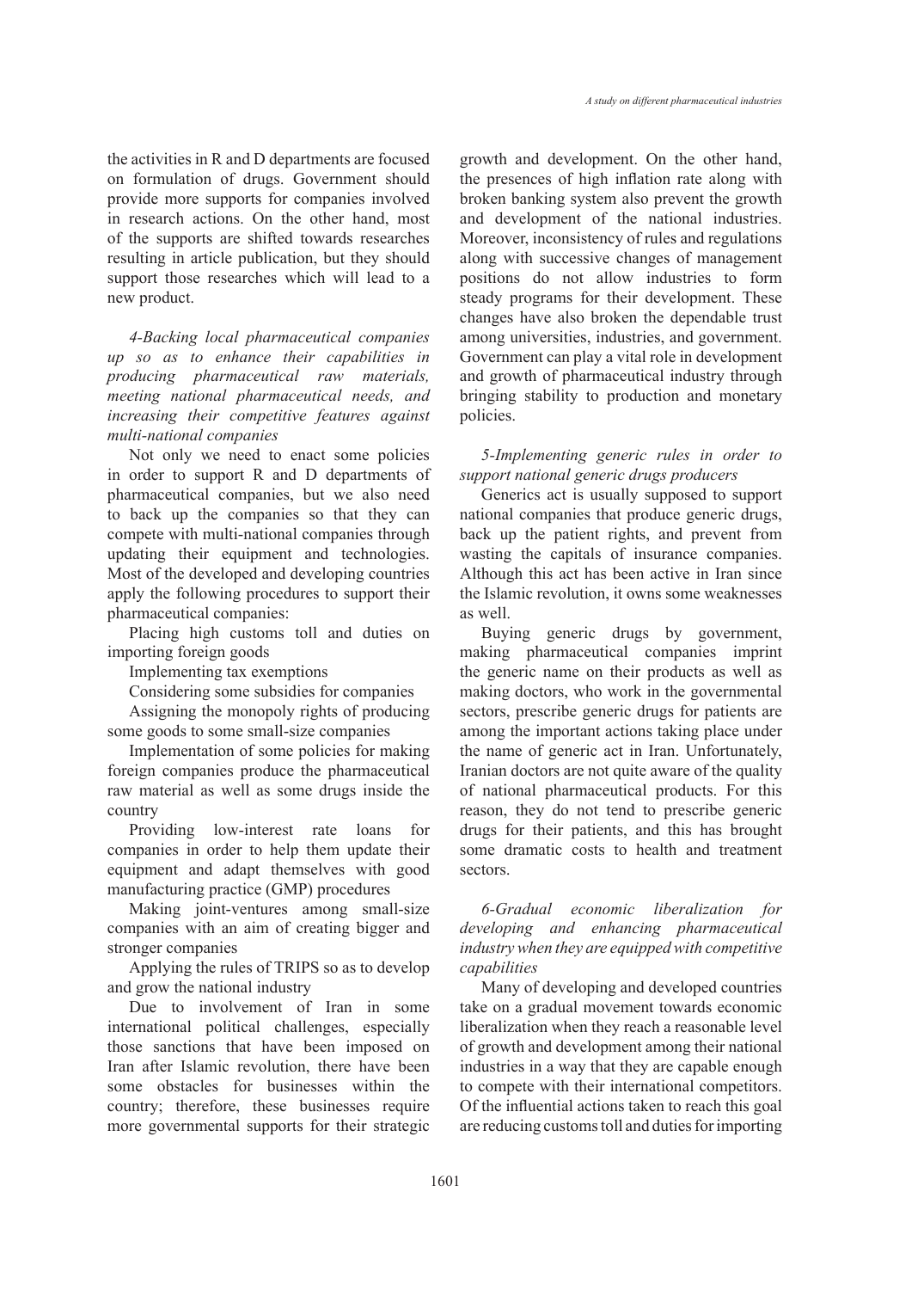the activities in R and D departments are focused on formulation of drugs. Government should provide more supports for companies involved in research actions. On the other hand, most of the supports are shifted towards researches resulting in article publication, but they should support those researches which will lead to a new product.

*4-Backing local pharmaceutical companies up so as to enhance their capabilities in producing pharmaceutical raw materials, meeting national pharmaceutical needs, and increasing their competitive features against multi-national companies*

Not only we need to enact some policies in order to support R and D departments of pharmaceutical companies, but we also need to back up the companies so that they can compete with multi-national companies through updating their equipment and technologies. Most of the developed and developing countries apply the following procedures to support their pharmaceutical companies:

Placing high customs toll and duties on importing foreign goods

Implementing tax exemptions

Considering some subsidies for companies

Assigning the monopoly rights of producing some goods to some small-size companies

Implementation of some policies for making foreign companies produce the pharmaceutical raw material as well as some drugs inside the country

Providing low-interest rate loans for companies in order to help them update their equipment and adapt themselves with good manufacturing practice (GMP) procedures

Making joint-ventures among small-size companies with an aim of creating bigger and stronger companies

Applying the rules of TRIPS so as to develop and grow the national industry

Due to involvement of Iran in some international political challenges, especially those sanctions that have been imposed on Iran after Islamic revolution, there have been some obstacles for businesses within the country; therefore, these businesses require more governmental supports for their strategic growth and development. On the other hand, the presences of high inflation rate along with broken banking system also prevent the growth and development of the national industries. Moreover, inconsistency of rules and regulations along with successive changes of management positions do not allow industries to form steady programs for their development. These changes have also broken the dependable trust among universities, industries, and government. Government can play a vital role in development and growth of pharmaceutical industry through bringing stability to production and monetary policies.

*5-Implementing generic rules in order to support national generic drugs producers*

Generics act is usually supposed to support national companies that produce generic drugs, back up the patient rights, and prevent from wasting the capitals of insurance companies. Although this act has been active in Iran since the Islamic revolution, it owns some weaknesses as well.

Buying generic drugs by government, making pharmaceutical companies imprint the generic name on their products as well as making doctors, who work in the governmental sectors, prescribe generic drugs for patients are among the important actions taking place under the name of generic act in Iran. Unfortunately, Iranian doctors are not quite aware of the quality of national pharmaceutical products. For this reason, they do not tend to prescribe generic drugs for their patients, and this has brought some dramatic costs to health and treatment sectors.

*6-Gradual economic liberalization for developing and enhancing pharmaceutical industry when they are equipped with competitive capabilities*

Many of developing and developed countries take on a gradual movement towards economic liberalization when they reach a reasonable level of growth and development among their national industries in a way that they are capable enough to compete with their international competitors. Of the influential actions taken to reach this goal are reducing customs toll and duties for importing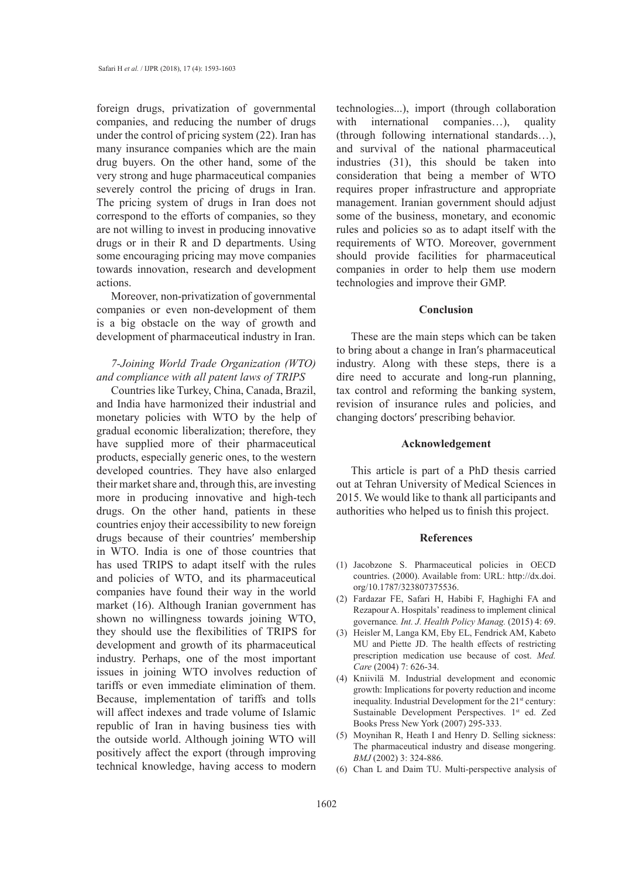foreign drugs, privatization of governmental companies, and reducing the number of drugs under the control of pricing system (22). Iran has many insurance companies which are the main drug buyers. On the other hand, some of the very strong and huge pharmaceutical companies severely control the pricing of drugs in Iran. The pricing system of drugs in Iran does not correspond to the efforts of companies, so they are not willing to invest in producing innovative drugs or in their R and D departments. Using some encouraging pricing may move companies towards innovation, research and development actions.

Moreover, non-privatization of governmental companies or even non-development of them is a big obstacle on the way of growth and development of pharmaceutical industry in Iran.

*7-Joining World Trade Organization (WTO) and compliance with all patent laws of TRIPS*

Countries like Turkey, China, Canada, Brazil, and India have harmonized their industrial and monetary policies with WTO by the help of gradual economic liberalization; therefore, they have supplied more of their pharmaceutical products, especially generic ones, to the western developed countries. They have also enlarged their market share and, through this, are investing more in producing innovative and high-tech drugs. On the other hand, patients in these countries enjoy their accessibility to new foreign drugs because of their countries′ membership in WTO. India is one of those countries that has used TRIPS to adapt itself with the rules and policies of WTO, and its pharmaceutical companies have found their way in the world market (16). Although Iranian government has shown no willingness towards joining WTO, they should use the flexibilities of TRIPS for development and growth of its pharmaceutical industry. Perhaps, one of the most important issues in joining WTO involves reduction of tariffs or even immediate elimination of them. Because, implementation of tariffs and tolls will affect indexes and trade volume of Islamic republic of Iran in having business ties with the outside world. Although joining WTO will positively affect the export (through improving technical knowledge, having access to modern technologies...), import (through collaboration with international companies…), quality (through following international standards…), and survival of the national pharmaceutical industries (31), this should be taken into consideration that being a member of WTO requires proper infrastructure and appropriate management. Iranian government should adjust some of the business, monetary, and economic rules and policies so as to adapt itself with the requirements of WTO. Moreover, government should provide facilities for pharmaceutical companies in order to help them use modern technologies and improve their GMP.

## Conclusion

These are the main steps which can be taken to bring about a change in Iran′s pharmaceutical industry. Along with these steps, there is a dire need to accurate and long-run planning, tax control and reforming the banking system, revision of insurance rules and policies, and changing doctors′ prescribing behavior.

## Acknowledgement

This article is part of a PhD thesis carried out at Tehran University of Medical Sciences in 2015. We would like to thank all participants and authorities who helped us to finish this project.

## References

(1) Jacobzone S. Pharmaceutical policies in OECD countries. (2000). Available from: URL: http://dx.doi.org/10.1787/323807375536.

(2) Fardazar FE, Safari H, Habibi F, Haghighi FA and Rezapour A. Hospitals' readiness to implement clinical governance*. Int. J. Health Policy Manag.* (2015) 4: 69.

(3) Heisler M, Langa KM, Eby EL, Fendrick AM, Kabeto MU and Piette JD. The health effects of restricting prescription medication use because of cost. *Med. Care* (2004) 7: 626-34.

(4) Kniivilä M. Industrial development and economic growth: Implications for poverty reduction and income inequality. Industrial Development for the 21st century: Sustainable Development Perspectives. 1st ed. Zed Books Press New York (2007) 295-333.

(5) Moynihan R, Heath I and Henry D. Selling sickness: The pharmaceutical industry and disease mongering. *BMJ* (2002) 3: 324-886.

(6) Chan L and Daim TU. Multi-perspective analysis of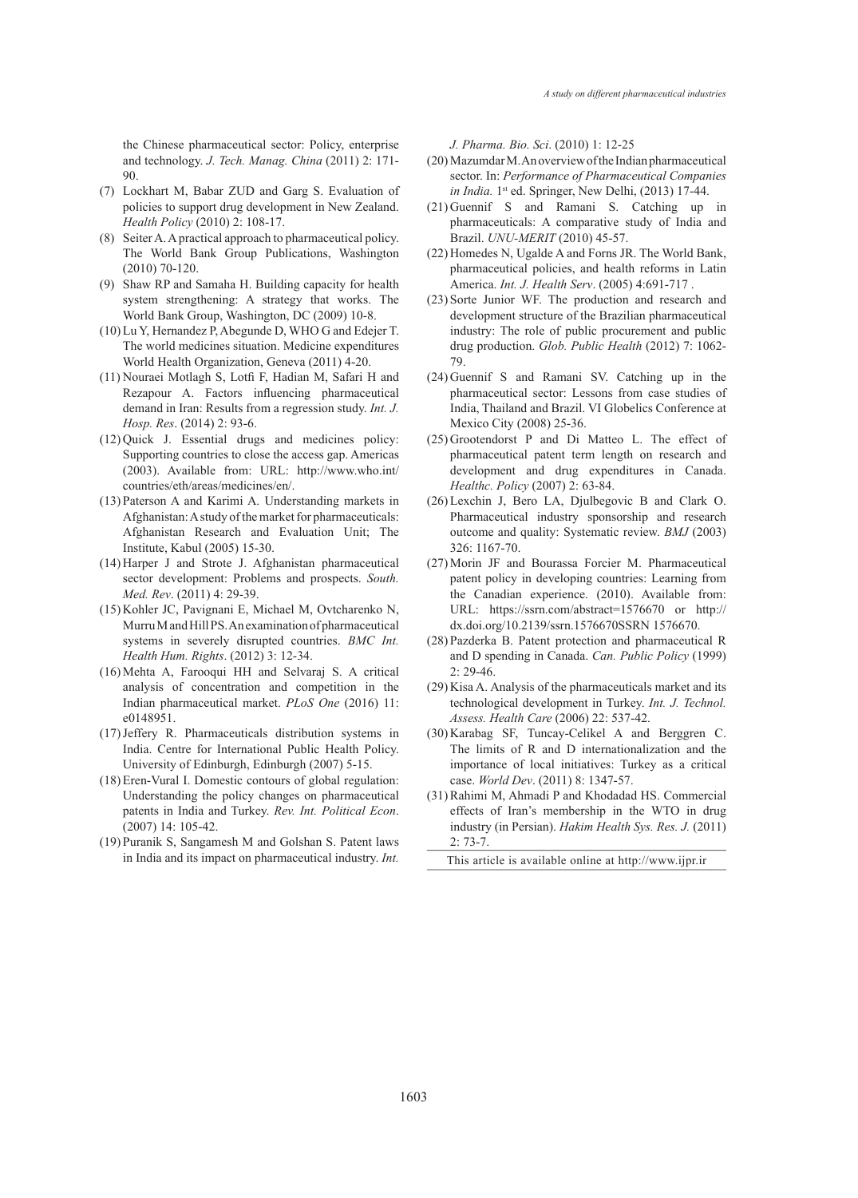the Chinese pharmaceutical sector: Policy, enterprise and technology. *J. Tech. Manag. China* (2011) 2: 171-90.

(7) Lockhart M, Babar ZUD and Garg S. Evaluation of policies to support drug development in New Zealand. *Health Policy* (2010) 2: 108-17.

(8) Seiter A. A practical approach to pharmaceutical policy. The World Bank Group Publications, Washington (2010) 70-120.

(9) Shaw RP and Samaha H. Building capacity for health system strengthening: A strategy that works. The World Bank Group, Washington, DC (2009) 10-8.

(10) Lu Y, Hernandez P, Abegunde D, WHO G and Edejer T. The world medicines situation. Medicine expenditures World Health Organization, Geneva (2011) 4-20.

(11) Nouraei Motlagh S, Lotfi F, Hadian M, Safari H and Rezapour A. Factors influencing pharmaceutical demand in Iran: Results from a regression study. *Int. J. Hosp. Res*. (2014) 2: 93-6.

(12) Quick J. Essential drugs and medicines policy: Supporting countries to close the access gap. Americas (2003). Available from: URL: http://www.who.int/countries/eth/areas/medicines/en/.

(13) Paterson A and Karimi A. Understanding markets in Afghanistan: A study of the market for pharmaceuticals: Afghanistan Research and Evaluation Unit; The Institute, Kabul (2005) 15-30.

(14) Harper J and Strote J. Afghanistan pharmaceutical sector development: Problems and prospects. *South. Med. Rev*. (2011) 4: 29-39.

(15) Kohler JC, Pavignani E, Michael M, Ovtcharenko N, Murru M and Hill PS. An examination of pharmaceutical systems in severely disrupted countries. *BMC Int. Health Hum. Rights*. (2012) 3: 12-34.

(16) Mehta A, Farooqui HH and Selvaraj S. A critical analysis of concentration and competition in the Indian pharmaceutical market. *PLoS One* (2016) 11: e0148951.

(17) Jeffery R. Pharmaceuticals distribution systems in India. Centre for International Public Health Policy. University of Edinburgh, Edinburgh (2007) 5-15.

(18) Eren-Vural I. Domestic contours of global regulation: Understanding the policy changes on pharmaceutical patents in India and Turkey. *Rev. Int. Political Econ*. (2007) 14: 105-42.

(19) Puranik S, Sangamesh M and Golshan S. Patent laws in India and its impact on pharmaceutical industry. *Int. J. Pharma. Bio. Sci*. (2010) 1: 12-25

(20) Mazumdar M. An overview of the Indian pharmaceutical sector. In: *Performance of Pharmaceutical Companies in India.* 1st ed. Springer, New Delhi, (2013) 17-44.

(21) Guennif S and Ramani S. Catching up in pharmaceuticals: A comparative study of India and Brazil. *UNU-MERIT* (2010) 45-57.

(22) Homedes N, Ugalde A and Forns JR. The World Bank, pharmaceutical policies, and health reforms in Latin America. *Int. J. Health Serv*. (2005) 4:691-717 .

(23) Sorte Junior WF. The production and research and development structure of the Brazilian pharmaceutical industry: The role of public procurement and public drug production. *Glob. Public Health* (2012) 7: 1062-79.

(24) Guennif S and Ramani SV. Catching up in the pharmaceutical sector: Lessons from case studies of India, Thailand and Brazil. VI Globelics Conference at Mexico City (2008) 25-36.

(25) Grootendorst P and Di Matteo L. The effect of pharmaceutical patent term length on research and development and drug expenditures in Canada. *Healthc. Policy* (2007) 2: 63-84.

(26) Lexchin J, Bero LA, Djulbegovic B and Clark O. Pharmaceutical industry sponsorship and research outcome and quality: Systematic review. *BMJ* (2003) 326: 1167-70.

(27) Morin JF and Bourassa Forcier M. Pharmaceutical patent policy in developing countries: Learning from the Canadian experience. (2010). Available from: URL: https://ssrn.com/abstract=1576670 or http://dx.doi.org/10.2139/ssrn.1576670SSRN 1576670.

(28) Pazderka B. Patent protection and pharmaceutical R and D spending in Canada. *Can. Public Policy* (1999) 2: 29-46.

(29) Kisa A. Analysis of the pharmaceuticals market and its technological development in Turkey. *Int. J. Technol. Assess. Health Care* (2006) 22: 537-42.

(30) Karabag SF, Tuncay-Celikel A and Berggren C. The limits of R and D internationalization and the importance of local initiatives: Turkey as a critical case. *World Dev*. (2011) 8: 1347-57.

(31) Rahimi M, Ahmadi P and Khodadad HS. Commercial effects of Iran's membership in the WTO in drug industry (in Persian). *Hakim Health Sys. Res. J.* (2011) 2: 73-7.

This article is available online at http://www.ijpr.ir